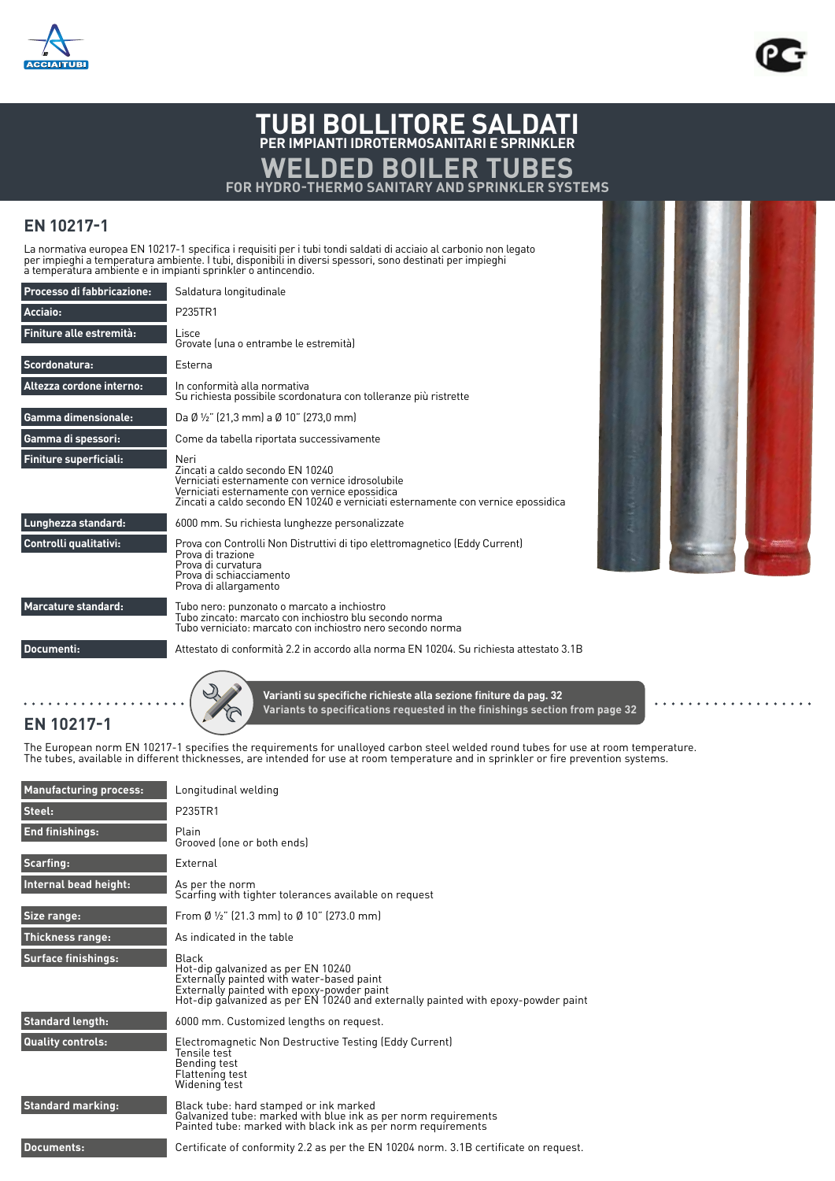# TUBI BOLLITORE SALDATI

### PER IMPIANTI IDROTERMOSANITARI E SPRINKLER

# WELDED BOILER TUBES

### FOR HYDRO-THERMO SANITARY AND SPRINKLER SYSTEMS

## EN 10217-1

La normativa europea EN 10217-1 specifica i requisiti per i tubi tondi saldati di acciaio al carbonio non legato per impieghi a temperatura ambiente. I tubi, disponibili in diversi spessori, sono destinati per impieghi a temperatura ambiente e in impianti sprinkler o antincendio.

| | |
|---|---|
| **Processo di fabbricazione:** | Saldatura longitudinale |
| **Acciaio:** | P235TR1 |
| **Finiture alle estremità:** | Lisce<br>Grovate (una o entrambe le estremità) |
| **Scordonatura:** | Esterna |
| **Altezza cordone interno:** | In conformità alla normativa<br>Su richiesta possibile scordonatura con tolleranze più ristrette |
| **Gamma dimensionale:** | Da Ø ½" (21,3 mm) a Ø 10" (273,0 mm) |
| **Gamma di spessori:** | Come da tabella riportata successivamente |
| **Finiture superficiali:** | Neri<br>Zincati a caldo secondo EN 10240<br>Verniciati esternamente con vernice idrosolubile<br>Verniciati esternamente con vernice epossidica<br>Zincati a caldo secondo EN 10240 e verniciati esternamente con vernice epossidica |
| **Lunghezza standard:** | 6000 mm. Su richiesta lunghezze personalizzate |
| **Controlli qualitativi:** | Prova con Controlli Non Distruttivi di tipo elettromagnetico (Eddy Current)<br>Prova di trazione<br>Prova di curvatura<br>Prova di schiacciamento<br>Prova di allargamento |
| **Marcature standard:** | Tubo nero: punzonato o marcato a inchiostro<br>Tubo zincato: marcato con inchiostro blu secondo norma<br>Tubo verniciato: marcato con inchiostro nero secondo norma |
| **Documenti:** | Attestato di conformità 2.2 in accordo alla norma EN 10204. Su richiesta attestato 3.1B |

**Varianti su specifiche richieste alla sezione finiture da pag. 32**
**Variants to specifications requested in the finishings section from page 32**

## EN 10217-1

The European norm EN 10217-1 specifies the requirements for unalloyed carbon steel welded round tubes for use at room temperature. The tubes, available in different thicknesses, are intended for use at room temperature and in sprinkler or fire prevention systems.

| | |
|---|---|
| **Manufacturing process:** | Longitudinal welding |
| **Steel:** | P235TR1 |
| **End finishings:** | Plain<br>Grooved (one or both ends) |
| **Scarfing:** | External |
| **Internal bead height:** | As per the norm<br>Scarfing with tighter tolerances available on request |
| **Size range:** | From Ø ½" (21.3 mm) to Ø 10" (273.0 mm) |
| **Thickness range:** | As indicated in the table |
| **Surface finishings:** | Black<br>Hot-dip galvanized as per EN 10240<br>Externally painted with water-based paint<br>Externally painted with epoxy-powder paint<br>Hot-dip galvanized as per EN 10240 and externally painted with epoxy-powder paint |
| **Standard length:** | 6000 mm. Customized lengths on request. |
| **Quality controls:** | Electromagnetic Non Destructive Testing (Eddy Current)<br>Tensile test<br>Bending test<br>Flattening test<br>Widening test |
| **Standard marking:** | Black tube: hard stamped or ink marked<br>Galvanized tube: marked with blue ink as per norm requirements<br>Painted tube: marked with black ink as per norm requirements |
| **Documents:** | Certificate of conformity 2.2 as per the EN 10204 norm. 3.1B certificate on request. |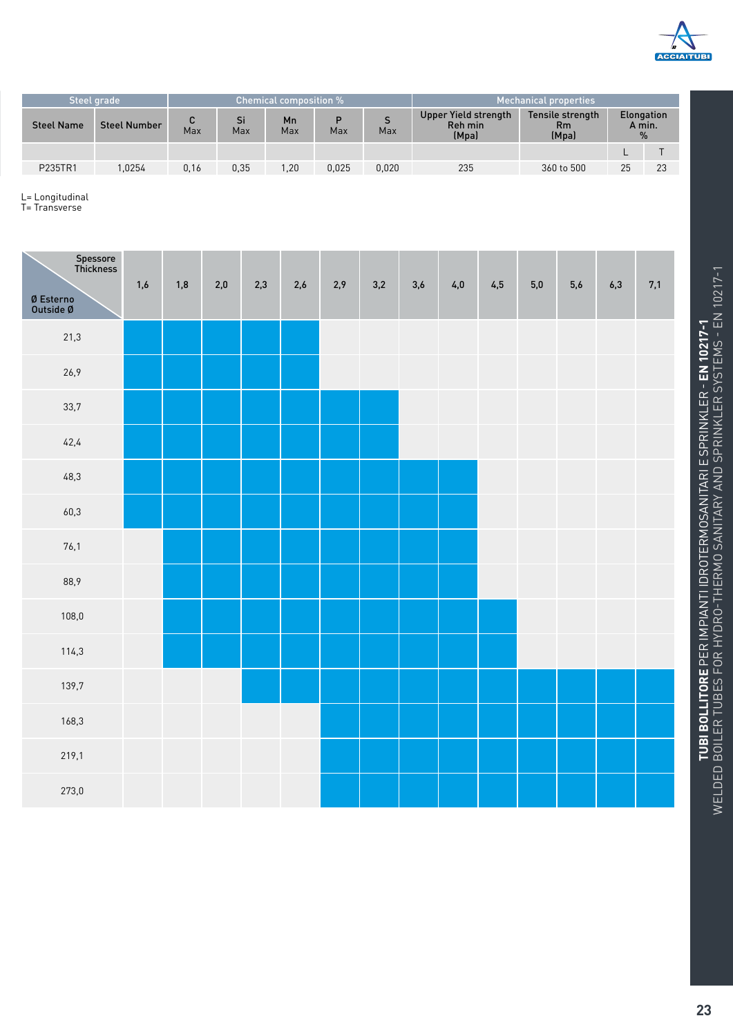| Steel grade | | Chemical composition % | | | | | Mechanical properties | | | |
|---|---|---|---|---|---|---|---|---|---|---|
| Steel Name | Steel Number | C Max | Si Max | Mn Max | P Max | S Max | Upper Yield strength Reh min (Mpa) | Tensile strength Rm (Mpa) | Elongation A min. % | |
| | | | | | | | | | L | T |
| P235TR1 | 1,0254 | 0,16 | 0,35 | 1,20 | 0,025 | 0,020 | 235 | 360 to 500 | 25 | 23 |

L= Longitudinal
T= Transverse

| Spessore Thickness / Ø Esterno Outside Ø | 1,6 | 1,8 | 2,0 | 2,3 | 2,6 | 2,9 | 3,2 | 3,6 | 4,0 | 4,5 | 5,0 | 5,6 | 6,3 | 7,1 |
|---|---|---|---|---|---|---|---|---|---|---|---|---|---|---|
| 21,3 | ■ | ■ | ■ | ■ | ■ | | | | | | | | | |
| 26,9 | ■ | ■ | ■ | ■ | ■ | | | | | | | | | |
| 33,7 | ■ | ■ | ■ | ■ | ■ | ■ | ■ | | | | | | | |
| 42,4 | ■ | ■ | ■ | ■ | ■ | ■ | ■ | | | | | | | |
| 48,3 | ■ | ■ | ■ | ■ | ■ | ■ | ■ | ■ | ■ | | | | | |
| 60,3 | ■ | ■ | ■ | ■ | ■ | ■ | ■ | ■ | ■ | | | | | |
| 76,1 | | ■ | ■ | ■ | ■ | ■ | ■ | ■ | ■ | | | | | |
| 88,9 | | ■ | ■ | ■ | ■ | ■ | ■ | ■ | ■ | | | | | |
| 108,0 | | ■ | ■ | ■ | ■ | ■ | ■ | ■ | ■ | ■ | | | | |
| 114,3 | | ■ | ■ | ■ | ■ | ■ | ■ | ■ | ■ | ■ | | | | |
| 139,7 | | | | ■ | ■ | ■ | ■ | ■ | ■ | ■ | ■ | ■ | ■ | ■ |
| 168,3 | | | | | | ■ | ■ | ■ | ■ | ■ | ■ | ■ | ■ | ■ |
| 219,1 | | | | | | ■ | ■ | ■ | ■ | ■ | ■ | ■ | ■ | ■ |
| 273,0 | | | | | | ■ | ■ | ■ | ■ | ■ | ■ | ■ | ■ | ■ |